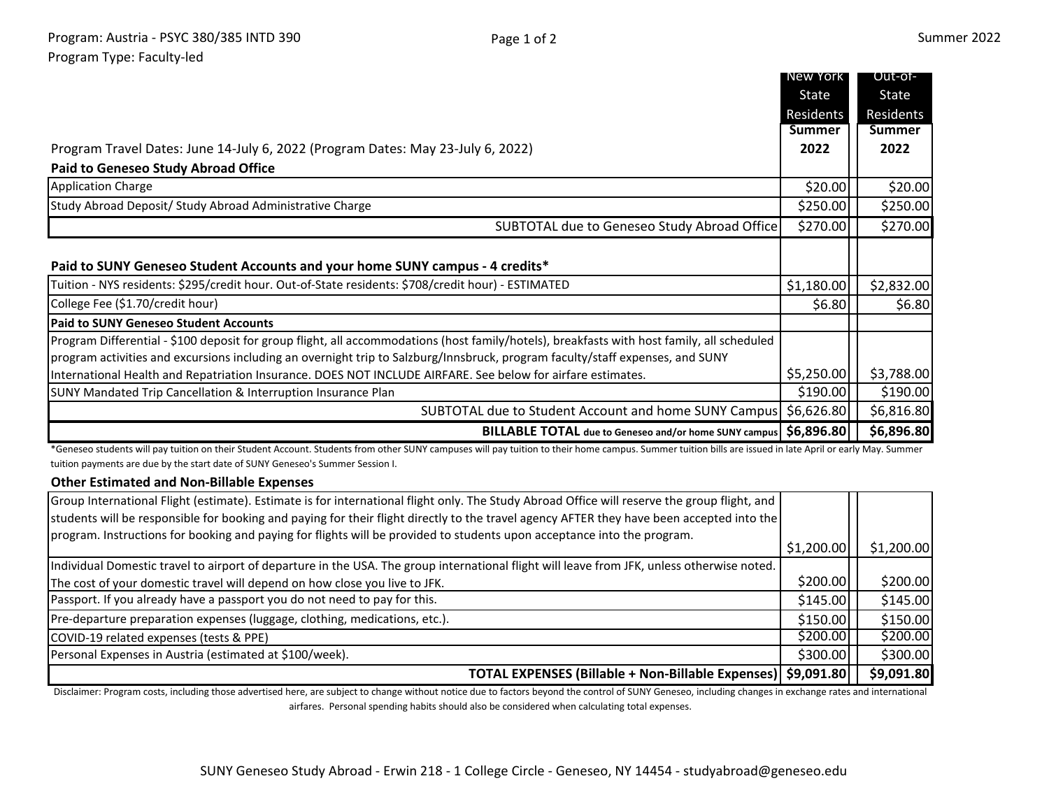Program: Austria - PSYC 380/385 INTD 390

Program Type: Faculty-led

Summer 2022

| Program Travel Dates: June 14-July 6, 2022 (Program Dates: May 23-July 6, 2022) | New York State Residents Summer 2022 | Out-of-State Residents Summer 2022 |
|---|---|---|
| **Paid to Geneseo Study Abroad Office** | | |
| Application Charge | $20.00 | $20.00 |
| Study Abroad Deposit/ Study Abroad Administrative Charge | $250.00 | $250.00 |
| SUBTOTAL due to Geneseo Study Abroad Office | $270.00 | $270.00 |
| **Paid to SUNY Geneseo Student Accounts and your home SUNY campus - 4 credits*** | | |
| Tuition - NYS residents: $295/credit hour. Out-of-State residents: $708/credit hour) - ESTIMATED | $1,180.00 | $2,832.00 |
| College Fee ($1.70/credit hour) | $6.80 | $6.80 |
| **Paid to SUNY Geneseo Student Accounts** | | |
| Program Differential - $100 deposit for group flight, all accommodations (host family/hotels), breakfasts with host family, all scheduled program activities and excursions including an overnight trip to Salzburg/Innsbruck, program faculty/staff expenses, and SUNY International Health and Repatriation Insurance. DOES NOT INCLUDE AIRFARE. See below for airfare estimates. | $5,250.00 | $3,788.00 |
| SUNY Mandated Trip Cancellation & Interruption Insurance Plan | $190.00 | $190.00 |
| SUBTOTAL due to Student Account and home SUNY Campus | $6,626.80 | $6,816.80 |
| **BILLABLE TOTAL due to Geneseo and/or home SUNY campus** | **$6,896.80** | **$6,896.80** |

*Geneseo students will pay tuition on their Student Account. Students from other SUNY campuses will pay tuition to their home campus. Summer tuition bills are issued in late April or early May. Summer tuition payments are due by the start date of SUNY Geneseo's Summer Session I.

**Other Estimated and Non-Billable Expenses**

| Expense | New York State Residents Summer 2022 | Out-of-State Residents Summer 2022 |
|---|---|---|
| Group International Flight (estimate). Estimate is for international flight only. The Study Abroad Office will reserve the group flight, and students will be responsible for booking and paying for their flight directly to the travel agency AFTER they have been accepted into the program. Instructions for booking and paying for flights will be provided to students upon acceptance into the program. | $1,200.00 | $1,200.00 |
| Individual Domestic travel to airport of departure in the USA. The group international flight will leave from JFK, unless otherwise noted. The cost of your domestic travel will depend on how close you live to JFK. | $200.00 | $200.00 |
| Passport. If you already have a passport you do not need to pay for this. | $145.00 | $145.00 |
| Pre-departure preparation expenses (luggage, clothing, medications, etc.). | $150.00 | $150.00 |
| COVID-19 related expenses (tests & PPE) | $200.00 | $200.00 |
| Personal Expenses in Austria (estimated at $100/week). | $300.00 | $300.00 |
| **TOTAL EXPENSES (Billable + Non-Billable Expenses)** | **$9,091.80** | **$9,091.80** |

Disclaimer: Program costs, including those advertised here, are subject to change without notice due to factors beyond the control of SUNY Geneseo, including changes in exchange rates and international airfares. Personal spending habits should also be considered when calculating total expenses.

SUNY Geneseo Study Abroad - Erwin 218 - 1 College Circle - Geneseo, NY 14454 - studyabroad@geneseo.edu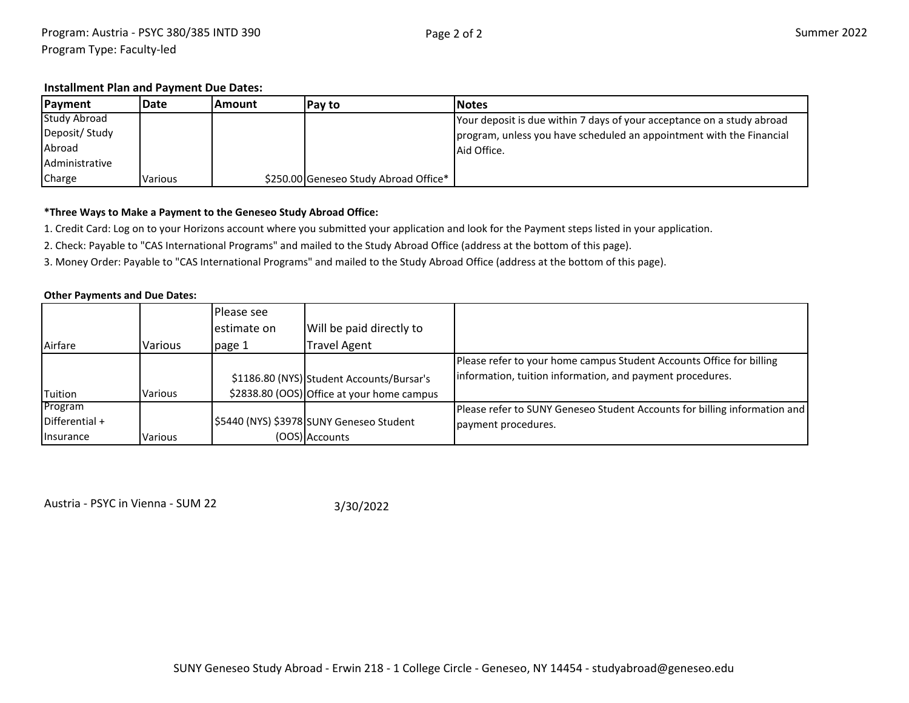Program: Austria - PSYC 380/385 INTD 390
Program Type: Faculty-led

Summer 2022

**Installment Plan and Payment Due Dates:**

| Payment | Date | Amount | Pay to | Notes |
|---|---|---|---|---|
| Study Abroad Deposit/ Study Abroad Administrative Charge | Various | $250.00 | Geneseo Study Abroad Office* | Your deposit is due within 7 days of your acceptance on a study abroad program, unless you have scheduled an appointment with the Financial Aid Office. |

**\*Three Ways to Make a Payment to the Geneseo Study Abroad Office:**

1. Credit Card: Log on to your Horizons account where you submitted your application and look for the Payment steps listed in your application.
2. Check: Payable to "CAS International Programs" and mailed to the Study Abroad Office (address at the bottom of this page).
3. Money Order: Payable to "CAS International Programs" and mailed to the Study Abroad Office (address at the bottom of this page).

**Other Payments and Due Dates:**

| | | | | |
|---|---|---|---|---|
| Airfare | Various | Please see estimate on page 1 | Will be paid directly to Travel Agent | |
| Tuition | Various | $1186.80 (NYS) $2838.80 (OOS) | Student Accounts/Bursar's Office at your home campus | Please refer to your home campus Student Accounts Office for billing information, tuition information, and payment procedures. |
| Program Differential + Insurance | Various | $5440 (NYS) $3978 (OOS) | SUNY Geneseo Student Accounts | Please refer to SUNY Geneseo Student Accounts for billing information and payment procedures. |

Austria - PSYC in Vienna - SUM 22 3/30/2022

SUNY Geneseo Study Abroad - Erwin 218 - 1 College Circle - Geneseo, NY 14454 - studyabroad@geneseo.edu